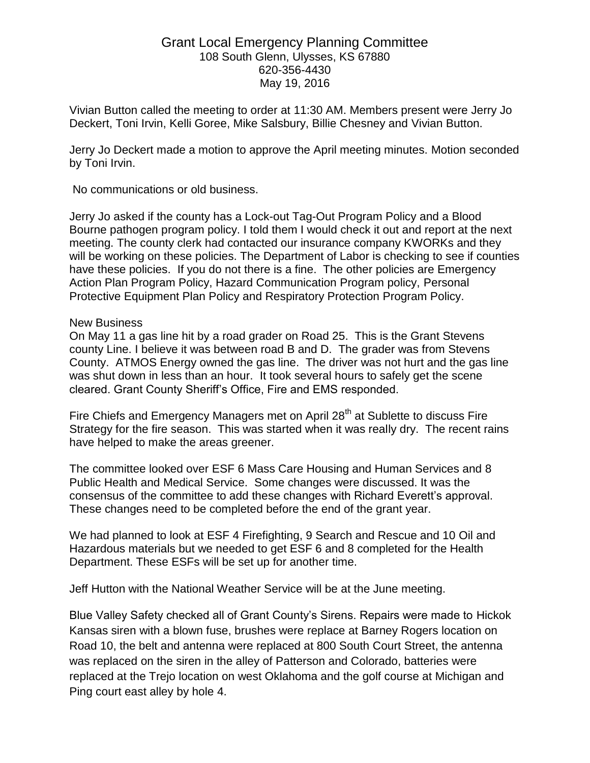# Grant Local Emergency Planning Committee

108 South Glenn, Ulysses, KS 67880
620-356-4430
May 19, 2016

Vivian Button called the meeting to order at 11:30 AM. Members present were Jerry Jo Deckert, Toni Irvin, Kelli Goree, Mike Salsbury, Billie Chesney and Vivian Button.

Jerry Jo Deckert made a motion to approve the April meeting minutes. Motion seconded by Toni Irvin.

No communications or old business.

Jerry Jo asked if the county has a Lock-out Tag-Out Program Policy and a Blood Bourne pathogen program policy. I told them I would check it out and report at the next meeting. The county clerk had contacted our insurance company KWORKs and they will be working on these policies. The Department of Labor is checking to see if counties have these policies. If you do not there is a fine. The other policies are Emergency Action Plan Program Policy, Hazard Communication Program policy, Personal Protective Equipment Plan Policy and Respiratory Protection Program Policy.

New Business

On May 11 a gas line hit by a road grader on Road 25. This is the Grant Stevens county Line. I believe it was between road B and D. The grader was from Stevens County. ATMOS Energy owned the gas line. The driver was not hurt and the gas line was shut down in less than an hour. It took several hours to safely get the scene cleared. Grant County Sheriff's Office, Fire and EMS responded.

Fire Chiefs and Emergency Managers met on April 28th at Sublette to discuss Fire Strategy for the fire season. This was started when it was really dry. The recent rains have helped to make the areas greener.

The committee looked over ESF 6 Mass Care Housing and Human Services and 8 Public Health and Medical Service. Some changes were discussed. It was the consensus of the committee to add these changes with Richard Everett's approval. These changes need to be completed before the end of the grant year.

We had planned to look at ESF 4 Firefighting, 9 Search and Rescue and 10 Oil and Hazardous materials but we needed to get ESF 6 and 8 completed for the Health Department. These ESFs will be set up for another time.

Jeff Hutton with the National Weather Service will be at the June meeting.

Blue Valley Safety checked all of Grant County's Sirens. Repairs were made to Hickok Kansas siren with a blown fuse, brushes were replace at Barney Rogers location on Road 10, the belt and antenna were replaced at 800 South Court Street, the antenna was replaced on the siren in the alley of Patterson and Colorado, batteries were replaced at the Trejo location on west Oklahoma and the golf course at Michigan and Ping court east alley by hole 4.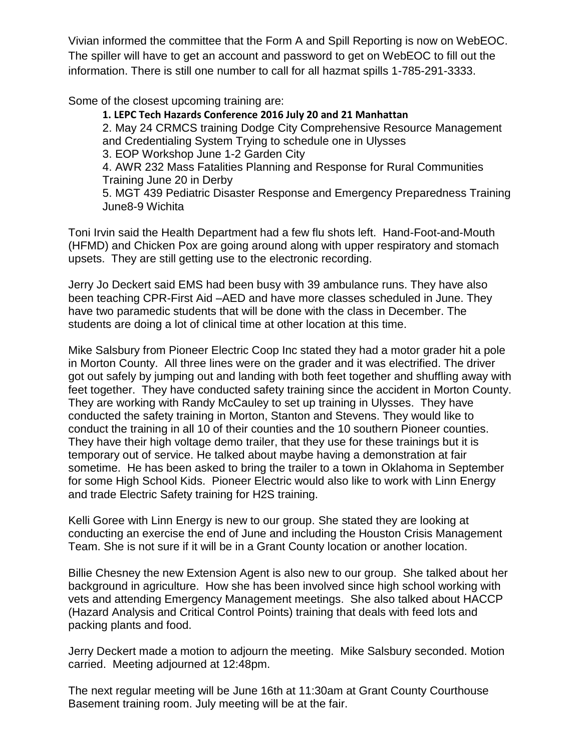Vivian informed the committee that the Form A and Spill Reporting is now on WebEOC. The spiller will have to get an account and password to get on WebEOC to fill out the information. There is still one number to call for all hazmat spills 1-785-291-3333.

Some of the closest upcoming training are:

1. **LEPC Tech Hazards Conference 2016 July 20 and 21 Manhattan**
2. May 24 CRMCS training Dodge City Comprehensive Resource Management and Credentialing System Trying to schedule one in Ulysses
3. EOP Workshop June 1-2 Garden City
4. AWR 232 Mass Fatalities Planning and Response for Rural Communities Training June 20 in Derby
5. MGT 439 Pediatric Disaster Response and Emergency Preparedness Training June8-9 Wichita

Toni Irvin said the Health Department had a few flu shots left. Hand-Foot-and-Mouth (HFMD) and Chicken Pox are going around along with upper respiratory and stomach upsets. They are still getting use to the electronic recording.

Jerry Jo Deckert said EMS had been busy with 39 ambulance runs. They have also been teaching CPR-First Aid –AED and have more classes scheduled in June. They have two paramedic students that will be done with the class in December. The students are doing a lot of clinical time at other location at this time.

Mike Salsbury from Pioneer Electric Coop Inc stated they had a motor grader hit a pole in Morton County. All three lines were on the grader and it was electrified. The driver got out safely by jumping out and landing with both feet together and shuffling away with feet together. They have conducted safety training since the accident in Morton County. They are working with Randy McCauley to set up training in Ulysses. They have conducted the safety training in Morton, Stanton and Stevens. They would like to conduct the training in all 10 of their counties and the 10 southern Pioneer counties. They have their high voltage demo trailer, that they use for these trainings but it is temporary out of service. He talked about maybe having a demonstration at fair sometime. He has been asked to bring the trailer to a town in Oklahoma in September for some High School Kids. Pioneer Electric would also like to work with Linn Energy and trade Electric Safety training for H2S training.

Kelli Goree with Linn Energy is new to our group. She stated they are looking at conducting an exercise the end of June and including the Houston Crisis Management Team. She is not sure if it will be in a Grant County location or another location.

Billie Chesney the new Extension Agent is also new to our group. She talked about her background in agriculture. How she has been involved since high school working with vets and attending Emergency Management meetings. She also talked about HACCP (Hazard Analysis and Critical Control Points) training that deals with feed lots and packing plants and food.

Jerry Deckert made a motion to adjourn the meeting. Mike Salsbury seconded. Motion carried. Meeting adjourned at 12:48pm.

The next regular meeting will be June 16th at 11:30am at Grant County Courthouse Basement training room. July meeting will be at the fair.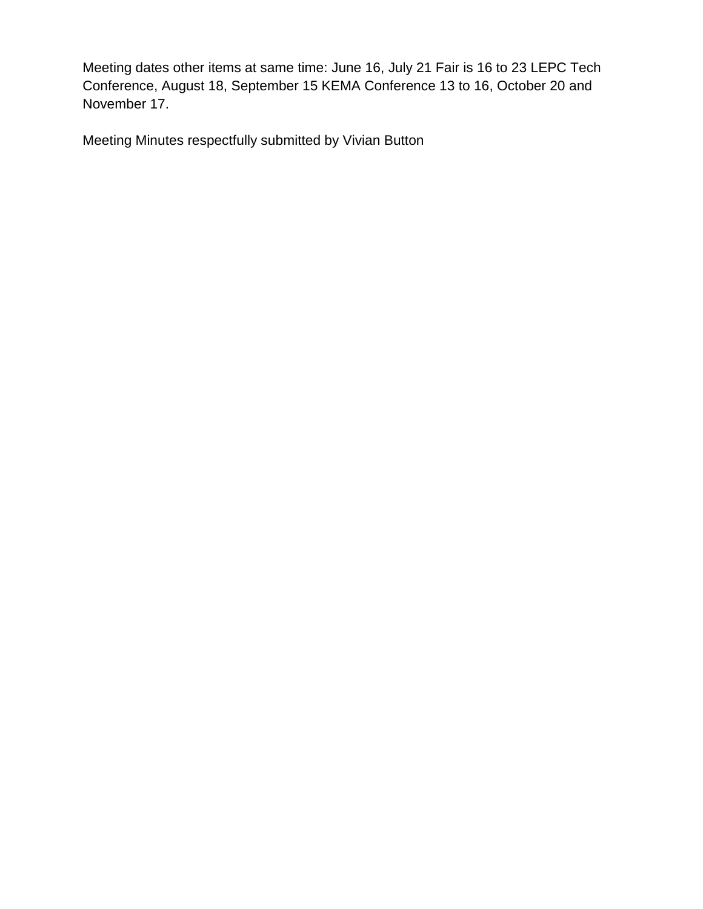Meeting dates other items at same time: June 16, July 21 Fair is 16 to 23 LEPC Tech Conference, August 18, September 15 KEMA Conference 13 to 16, October 20 and November 17.

Meeting Minutes respectfully submitted by Vivian Button